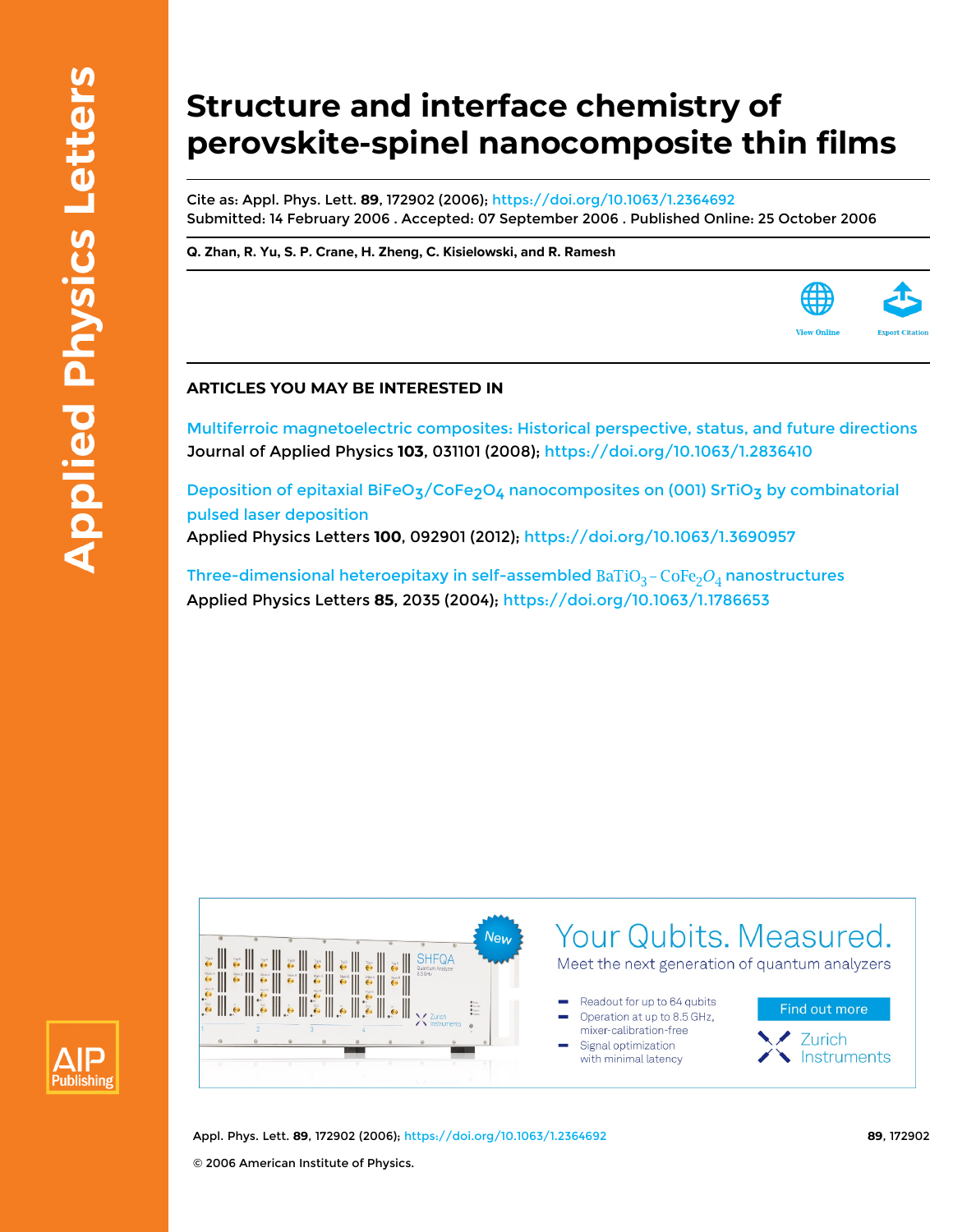# Structure and interface chemistry of perovskite-spinel nanocomposite thin films

Cite as: Appl. Phys. Lett. **89**, 172902 (2006); https://doi.org/10.1063/1.2364692
Submitted: 14 February 2006 . Accepted: 07 September 2006 . Published Online: 25 October 2006

**Q. Zhan, R. Yu, S. P. Crane, H. Zheng, C. Kisielowski, and R. Ramesh**

View Online

Export Citation

## ARTICLES YOU MAY BE INTERESTED IN

Multiferroic magnetoelectric composites: Historical perspective, status, and future directions
Journal of Applied Physics **103**, 031101 (2008); https://doi.org/10.1063/1.2836410

Deposition of epitaxial $BiFeO_3$/$CoFe_2O_4$ nanocomposites on (001) $SrTiO_3$ by combinatorial pulsed laser deposition
Applied Physics Letters **100**, 092901 (2012); https://doi.org/10.1063/1.3690957

Three-dimensional heteroepitaxy in self-assembled $BaTiO_3$ – $CoFe_2O_4$ nanostructures
Applied Physics Letters **85**, 2035 (2004); https://doi.org/10.1063/1.1786653

© 2006 American Institute of Physics.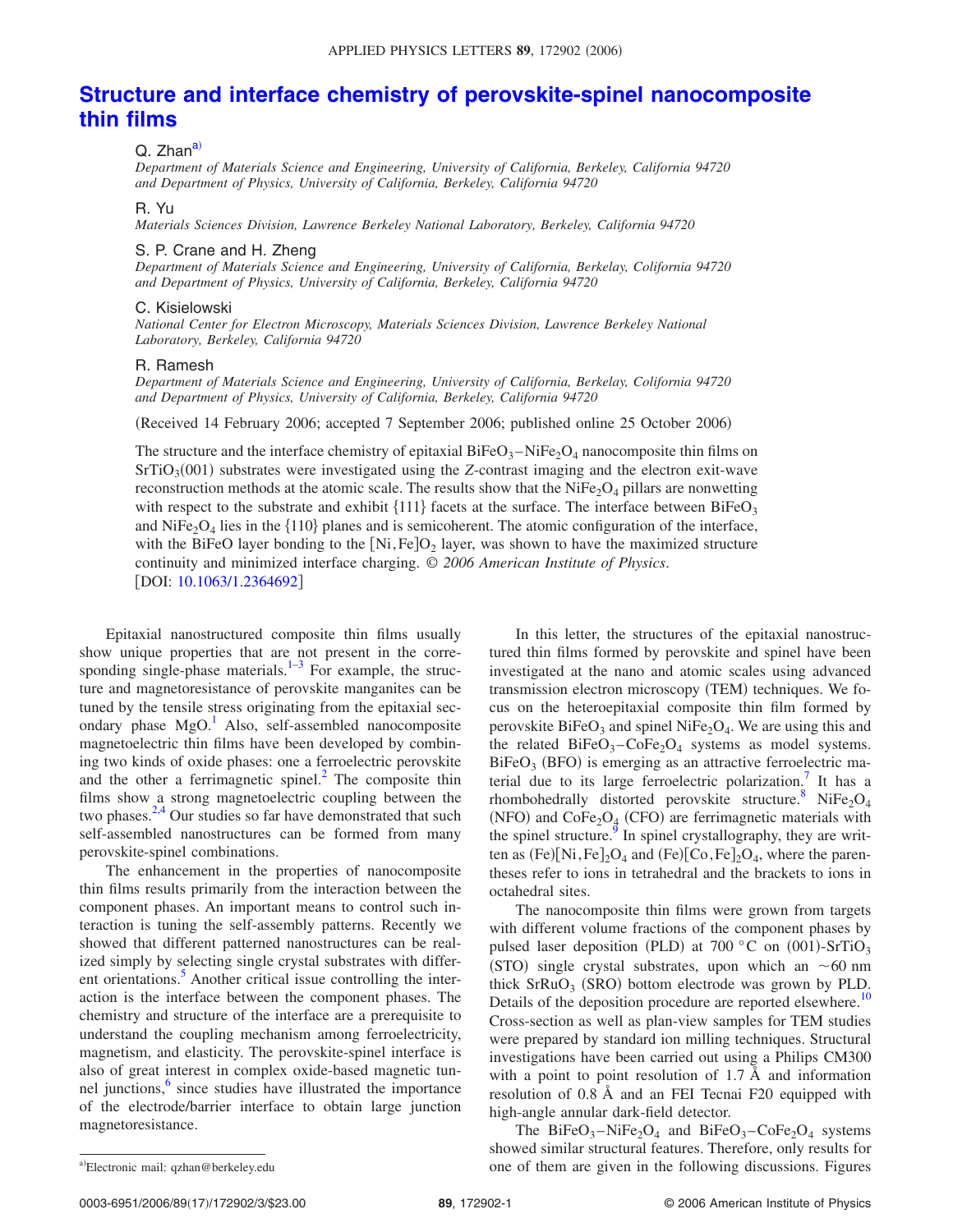# Structure and interface chemistry of perovskite-spinel nanocomposite thin films

Q. Zhan[a]
*Department of Materials Science and Engineering, University of California, Berkeley, California 94720 and Department of Physics, University of California, Berkeley, California 94720*

R. Yu
*Materials Sciences Division, Lawrence Berkeley National Laboratory, Berkeley, California 94720*

S. P. Crane and H. Zheng
*Department of Materials Science and Engineering, University of California, Berkelay, Colifornia 94720 and Department of Physics, University of California, Berkeley, California 94720*

C. Kisielowski
*National Center for Electron Microscopy, Materials Sciences Division, Lawrence Berkeley National Laboratory, Berkeley, California 94720*

R. Ramesh
*Department of Materials Science and Engineering, University of California, Berkelay, California 94720 and Department of Physics, University of California, Berkeley, California 94720*

(Received 14 February 2006; accepted 7 September 2006; published online 25 October 2006)

The structure and the interface chemistry of epitaxial $BiFeO_3$–$NiFe_2O_4$ nanocomposite thin films on $SrTiO_3(001)$ substrates were investigated using the *Z*-contrast imaging and the electron exit-wave reconstruction methods at the atomic scale. The results show that the $NiFe_2O_4$ pillars are nonwetting with respect to the substrate and exhibit {111} facets at the surface. The interface between $BiFeO_3$ and $NiFe_2O_4$ lies in the {110} planes and is semicoherent. The atomic configuration of the interface, with the BiFeO layer bonding to the $[Ni,Fe]O_2$ layer, was shown to have the maximized structure continuity and minimized interface charging. *© 2006 American Institute of Physics.* [DOI: 10.1063/1.2364692]

Epitaxial nanostructured composite thin films usually show unique properties that are not present in the corresponding single-phase materials.[1–3] For example, the structure and magnetoresistance of perovskite manganites can be tuned by the tensile stress originating from the epitaxial secondary phase MgO.[1] Also, self-assembled nanocomposite magnetoelectric thin films have been developed by combining two kinds of oxide phases: one a ferroelectric perovskite and the other a ferrimagnetic spinel.[2] The composite thin films show a strong magnetoelectric coupling between the two phases.[2,4] Our studies so far have demonstrated that such self-assembled nanostructures can be formed from many perovskite-spinel combinations.

The enhancement in the properties of nanocomposite thin films results primarily from the interaction between the component phases. An important means to control such interaction is tuning the self-assembly patterns. Recently we showed that different patterned nanostructures can be realized simply by selecting single crystal substrates with different orientations.[5] Another critical issue controlling the interaction is the interface between the component phases. The chemistry and structure of the interface are a prerequisite to understand the coupling mechanism among ferroelectricity, magnetism, and elasticity. The perovskite-spinel interface is also of great interest in complex oxide-based magnetic tunnel junctions,[6] since studies have illustrated the importance of the electrode/barrier interface to obtain large junction magnetoresistance.

In this letter, the structures of the epitaxial nanostructured thin films formed by perovskite and spinel have been investigated at the nano and atomic scales using advanced transmission electron microscopy (TEM) techniques. We focus on the heteroepitaxial composite thin film formed by perovskite $BiFeO_3$ and spinel $NiFe_2O_4$. We are using this and the related $BiFeO_3$–$CoFe_2O_4$ systems as model systems. $BiFeO_3$ (BFO) is emerging as an attractive ferroelectric material due to its large ferroelectric polarization.[7] It has a rhombohedrally distorted perovskite structure.[8] $NiFe_2O_4$ (NFO) and $CoFe_2O_4$ (CFO) are ferrimagnetic materials with the spinel structure.[9] In spinel crystallography, they are written as $(Fe)[Ni,Fe]_2O_4$ and $(Fe)[Co,Fe]_2O_4$, where the parentheses refer to ions in tetrahedral and the brackets to ions in octahedral sites.

The nanocomposite thin films were grown from targets with different volume fractions of the component phases by pulsed laser deposition (PLD) at 700 °C on $(001)$-$SrTiO_3$ (STO) single crystal substrates, upon which an ~60 nm thick $SrRuO_3$ (SRO) bottom electrode was grown by PLD. Details of the deposition procedure are reported elsewhere.[10] Cross-section as well as plan-view samples for TEM studies were prepared by standard ion milling techniques. Structural investigations have been carried out using a Philips CM300 with a point to point resolution of 1.7 Å and information resolution of 0.8 Å and an FEI Tecnai F20 equipped with high-angle annular dark-field detector.

The $BiFeO_3$–$NiFe_2O_4$ and $BiFeO_3$–$CoFe_2O_4$ systems showed similar structural features. Therefore, only results for one of them are given in the following discussions. Figures

[a]Electronic mail: qzhan@berkeley.edu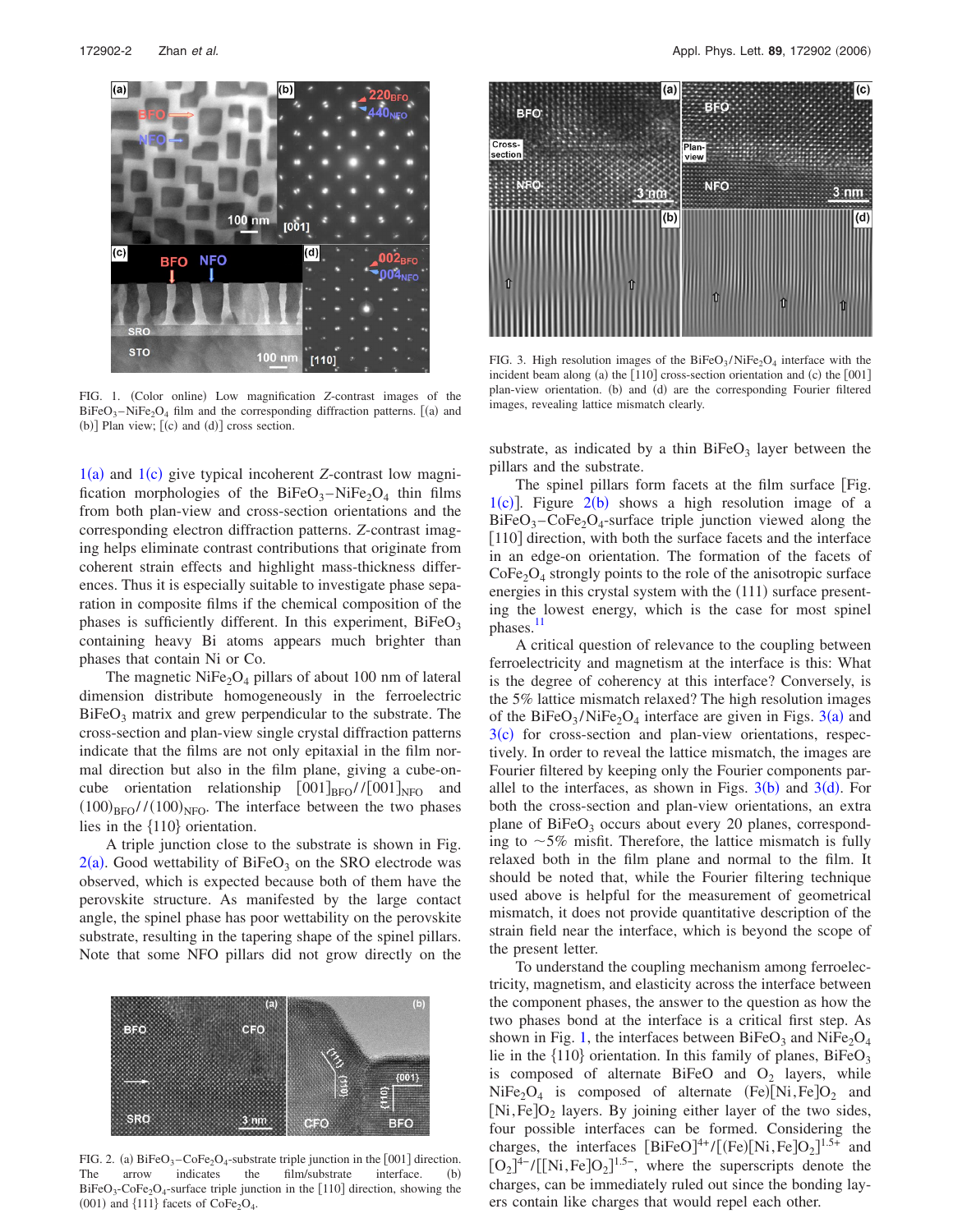FIG. 1. (Color online) Low magnification Z-contrast images of the $BiFeO_3$–$NiFe_2O_4$ film and the corresponding diffraction patterns. [(a) and (b)] Plan view; [(c) and (d)] cross section.

1(a) and 1(c) give typical incoherent Z-contrast low magnification morphologies of the $BiFeO_3$–$NiFe_2O_4$ thin films from both plan-view and cross-section orientations and the corresponding electron diffraction patterns. Z-contrast imaging helps eliminate contrast contributions that originate from coherent strain effects and highlight mass-thickness differences. Thus it is especially suitable to investigate phase separation in composite films if the chemical composition of the phases is sufficiently different. In this experiment, $BiFeO_3$ containing heavy Bi atoms appears much brighter than phases that contain Ni or Co.

The magnetic $NiFe_2O_4$ pillars of about 100 nm of lateral dimension distribute homogeneously in the ferroelectric $BiFeO_3$ matrix and grew perpendicular to the substrate. The cross-section and plan-view single crystal diffraction patterns indicate that the films are not only epitaxial in the film normal direction but also in the film plane, giving a cube-on-cube orientation relationship $[001]_{BFO}//[001]_{NFO}$ and $(100)_{BFO}//(100)_{NFO}$. The interface between the two phases lies in the {110} orientation.

A triple junction close to the substrate is shown in Fig. 2(a). Good wettability of $BiFeO_3$ on the SRO electrode was observed, which is expected because both of them have the perovskite structure. As manifested by the large contact angle, the spinel phase has poor wettability on the perovskite substrate, resulting in the tapering shape of the spinel pillars. Note that some NFO pillars did not grow directly on the substrate, as indicated by a thin $BiFeO_3$ layer between the pillars and the substrate.

FIG. 2. (a) $BiFeO_3$–$CoFe_2O_4$-substrate triple junction in the [001] direction. The arrow indicates the film/substrate interface. (b) $BiFeO_3$-$CoFe_2O_4$-surface triple junction in the [110] direction, showing the (001) and {111} facets of $CoFe_2O_4$.

FIG. 3. High resolution images of the $BiFeO_3/NiFe_2O_4$ interface with the incident beam along (a) the [110] cross-section orientation and (c) the [001] plan-view orientation. (b) and (d) are the corresponding Fourier filtered images, revealing lattice mismatch clearly.

The spinel pillars form facets at the film surface [Fig. 1(c)]. Figure 2(b) shows a high resolution image of a $BiFeO_3$–$CoFe_2O_4$-surface triple junction viewed along the [110] direction, with both the surface facets and the interface in an edge-on orientation. The formation of the facets of $CoFe_2O_4$ strongly points to the role of the anisotropic surface energies in this crystal system with the (111) surface presenting the lowest energy, which is the case for most spinel phases.[11]

A critical question of relevance to the coupling between ferroelectricity and magnetism at the interface is this: What is the degree of coherency at this interface? Conversely, is the 5% lattice mismatch relaxed? The high resolution images of the $BiFeO_3/NiFe_2O_4$ interface are given in Figs. 3(a) and 3(c) for cross-section and plan-view orientations, respectively. In order to reveal the lattice mismatch, the images are Fourier filtered by keeping only the Fourier components parallel to the interfaces, as shown in Figs. 3(b) and 3(d). For both the cross-section and plan-view orientations, an extra plane of $BiFeO_3$ occurs about every 20 planes, corresponding to ~5% misfit. Therefore, the lattice mismatch is fully relaxed both in the film plane and normal to the film. It should be noted that, while the Fourier filtering technique used above is helpful for the measurement of geometrical mismatch, it does not provide quantitative description of the strain field near the interface, which is beyond the scope of the present letter.

To understand the coupling mechanism among ferroelectricity, magnetism, and elasticity across the interface between the component phases, the answer to the question as how the two phases bond at the interface is a critical first step. As shown in Fig. 1, the interfaces between $BiFeO_3$ and $NiFe_2O_4$ lie in the {110} orientation. In this family of planes, $BiFeO_3$ is composed of alternate BiFeO and $O_2$ layers, while $NiFe_2O_4$ is composed of alternate (Fe)[Ni,Fe]$O_2$ and [Ni,Fe]$O_2$ layers. By joining either layer of the two sides, four possible interfaces can be formed. Considering the charges, the interfaces $[BiFeO]^{4+}/[(Fe)[Ni,Fe]O_2]^{1.5+}$ and $[O_2]^{4-}/[[Ni,Fe]O_2]^{1.5-}$, where the superscripts denote the charges, can be immediately ruled out since the bonding layers contain like charges that would repel each other.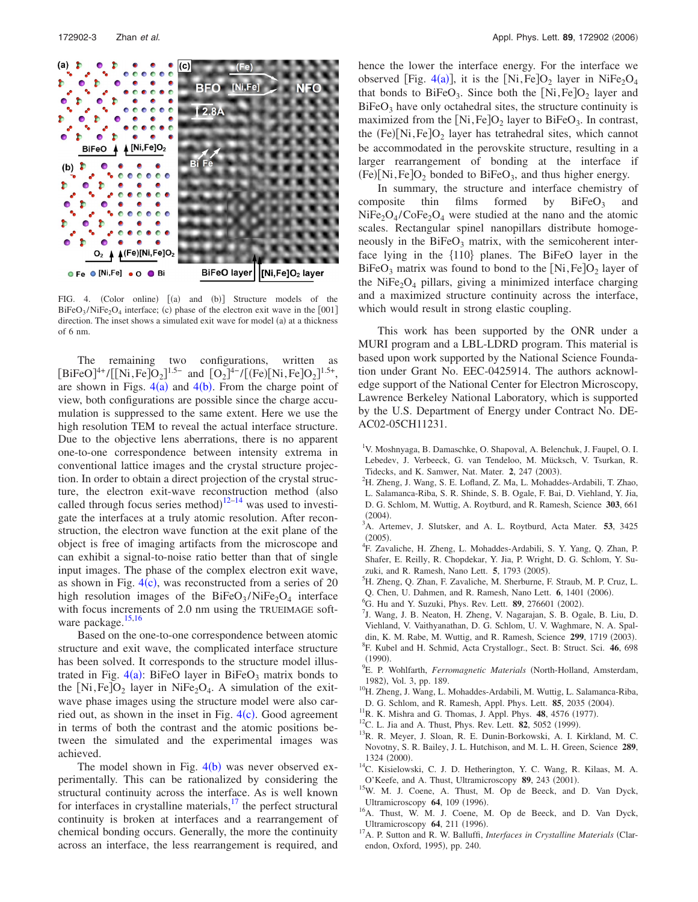(a)

BiFeO

[Ni,Fe]$O_2$

(b)

$O_2$

(Fe)[Ni,Fe]$O_2$

Fe [Ni,Fe] O Bi

(c)

(Fe)

BFO [Ni,Fe] NFO

2.8A

Bi Fe

BiFeO layer [Ni,Fe]$O_2$ layer

FIG. 4. (Color online) [(a) and (b)] Structure models of the $BiFeO_3/NiFe_2O_4$ interface; (c) phase of the electron exit wave in the [001] direction. The inset shows a simulated exit wave for model (a) at a thickness of 6 nm.

The remaining two configurations, written as $[BiFeO]^{4+}/[[Ni,Fe]O_2]^{1.5-}$ and $[O_2]^{4-}/[(Fe)[Ni,Fe]O_2]^{1.5+}$, are shown in Figs. 4(a) and 4(b). From the charge point of view, both configurations are possible since the charge accumulation is suppressed to the same extent. Here we use the high resolution TEM to reveal the actual interface structure. Due to the objective lens aberrations, there is no apparent one-to-one correspondence between intensity extrema in conventional lattice images and the crystal structure projection. In order to obtain a direct projection of the crystal structure, the electron exit-wave reconstruction method (also called through focus series method)[12–14] was used to investigate the interfaces at a truly atomic resolution. After reconstruction, the electron wave function at the exit plane of the object is free of imaging artifacts from the microscope and can exhibit a signal-to-noise ratio better than that of single input images. The phase of the complex electron exit wave, as shown in Fig. 4(c), was reconstructed from a series of 20 high resolution images of the $BiFeO_3/NiFe_2O_4$ interface with focus increments of 2.0 nm using the TRUEIMAGE software package.[15,16]

Based on the one-to-one correspondence between atomic structure and exit wave, the complicated interface structure has been solved. It corresponds to the structure model illustrated in Fig. 4(a): BiFeO layer in $BiFeO_3$ matrix bonds to the $[Ni,Fe]O_2$ layer in $NiFe_2O_4$. A simulation of the exit-wave phase images using the structure model were also carried out, as shown in the inset in Fig. 4(c). Good agreement in terms of both the contrast and the atomic positions between the simulated and the experimental images was achieved.

The model shown in Fig. 4(b) was never observed experimentally. This can be rationalized by considering the structural continuity across the interface. As is well known for interfaces in crystalline materials,[17] the perfect structural continuity is broken at interfaces and a rearrangement of chemical bonding occurs. Generally, the more the continuity across an interface, the less rearrangement is required, and hence the lower the interface energy. For the interface we observed [Fig. 4(a)], it is the $[Ni,Fe]O_2$ layer in $NiFe_2O_4$ that bonds to $BiFeO_3$. Since both the $[Ni,Fe]O_2$ layer and $BiFeO_3$ have only octahedral sites, the structure continuity is maximized from the $[Ni,Fe]O_2$ layer to $BiFeO_3$. In contrast, the $(Fe)[Ni,Fe]O_2$ layer has tetrahedral sites, which cannot be accommodated in the perovskite structure, resulting in a larger rearrangement of bonding at the interface if $(Fe)[Ni,Fe]O_2$ bonded to $BiFeO_3$, and thus higher energy.

In summary, the structure and interface chemistry of composite thin films formed by $BiFeO_3$ and $NiFe_2O_4/CoFe_2O_4$ were studied at the nano and the atomic scales. Rectangular spinel nanopillars distribute homogeneously in the $BiFeO_3$ matrix, with the semicoherent interface lying in the {110} planes. The BiFeO layer in the $BiFeO_3$ matrix was found to bond to the $[Ni,Fe]O_2$ layer of the $NiFe_2O_4$ pillars, giving a minimized interface charging and a maximized structure continuity across the interface, which would result in strong elastic coupling.

This work has been supported by the ONR under a MURI program and a LBL-LDRD program. This material is based upon work supported by the National Science Foundation under Grant No. EEC-0425914. The authors acknowledge support of the National Center for Electron Microscopy, Lawrence Berkeley National Laboratory, which is supported by the U.S. Department of Energy under Contract No. DE-AC02-05CH11231.

[1] V. Moshnyaga, B. Damaschke, O. Shapoval, A. Belenchuk, J. Faupel, O. I. Lebedev, J. Verbeeck, G. van Tendeloo, M. Mücksch, V. Tsurkan, R. Tidecks, and K. Samwer, Nat. Mater. **2**, 247 (2003).

[2] H. Zheng, J. Wang, S. E. Lofland, Z. Ma, L. Mohaddes-Ardabili, T. Zhao, L. Salamanca-Riba, S. R. Shinde, S. B. Ogale, F. Bai, D. Viehland, Y. Jia, D. G. Schlom, M. Wuttig, A. Roytburd, and R. Ramesh, Science **303**, 661 (2004).

[3] A. Artemev, J. Slutsker, and A. L. Roytburd, Acta Mater. **53**, 3425 (2005).

[4] F. Zavaliche, H. Zheng, L. Mohaddes-Ardabili, S. Y. Yang, Q. Zhan, P. Shafer, E. Reilly, R. Chopdekar, Y. Jia, P. Wright, D. G. Schlom, Y. Suzuki, and R. Ramesh, Nano Lett. **5**, 1793 (2005).

[5] H. Zheng, Q. Zhan, F. Zavaliche, M. Sherburne, F. Straub, M. P. Cruz, L. Q. Chen, U. Dahmen, and R. Ramesh, Nano Lett. **6**, 1401 (2006).

[6] G. Hu and Y. Suzuki, Phys. Rev. Lett. **89**, 276601 (2002).

[7] J. Wang, J. B. Neaton, H. Zheng, V. Nagarajan, S. B. Ogale, B. Liu, D. Viehland, V. Vaithyanathan, D. G. Schlom, U. V. Waghmare, N. A. Spaldin, K. M. Rabe, M. Wuttig, and R. Ramesh, Science **299**, 1719 (2003).

[8] F. Kubel and H. Schmid, Acta Crystallogr., Sect. B: Struct. Sci. **46**, 698 (1990).

[9] E. P. Wohlfarth, *Ferromagnetic Materials* (North-Holland, Amsterdam, 1982), Vol. 3, pp. 189.

[10] H. Zheng, J. Wang, L. Mohaddes-Ardabili, M. Wuttig, L. Salamanca-Riba, D. G. Schlom, and R. Ramesh, Appl. Phys. Lett. **85**, 2035 (2004).

[11] R. K. Mishra and G. Thomas, J. Appl. Phys. **48**, 4576 (1977).

[12] C. L. Jia and A. Thust, Phys. Rev. Lett. **82**, 5052 (1999).

[13] R. R. Meyer, J. Sloan, R. E. Dunin-Borkowski, A. I. Kirkland, M. C. Novotny, S. R. Bailey, J. L. Hutchison, and M. L. H. Green, Science **289**, 1324 (2000).

[14] C. Kisielowski, C. J. D. Hetherington, Y. C. Wang, R. Kilaas, M. A. O'Keefe, and A. Thust, Ultramicroscopy **89**, 243 (2001).

[15] W. M. J. Coene, A. Thust, M. Op de Beeck, and D. Van Dyck, Ultramicroscopy **64**, 109 (1996).

[16] A. Thust, W. M. J. Coene, M. Op de Beeck, and D. Van Dyck, Ultramicroscopy **64**, 211 (1996).

[17] A. P. Sutton and R. W. Balluffi, *Interfaces in Crystalline Materials* (Clarendon, Oxford, 1995), pp. 240.